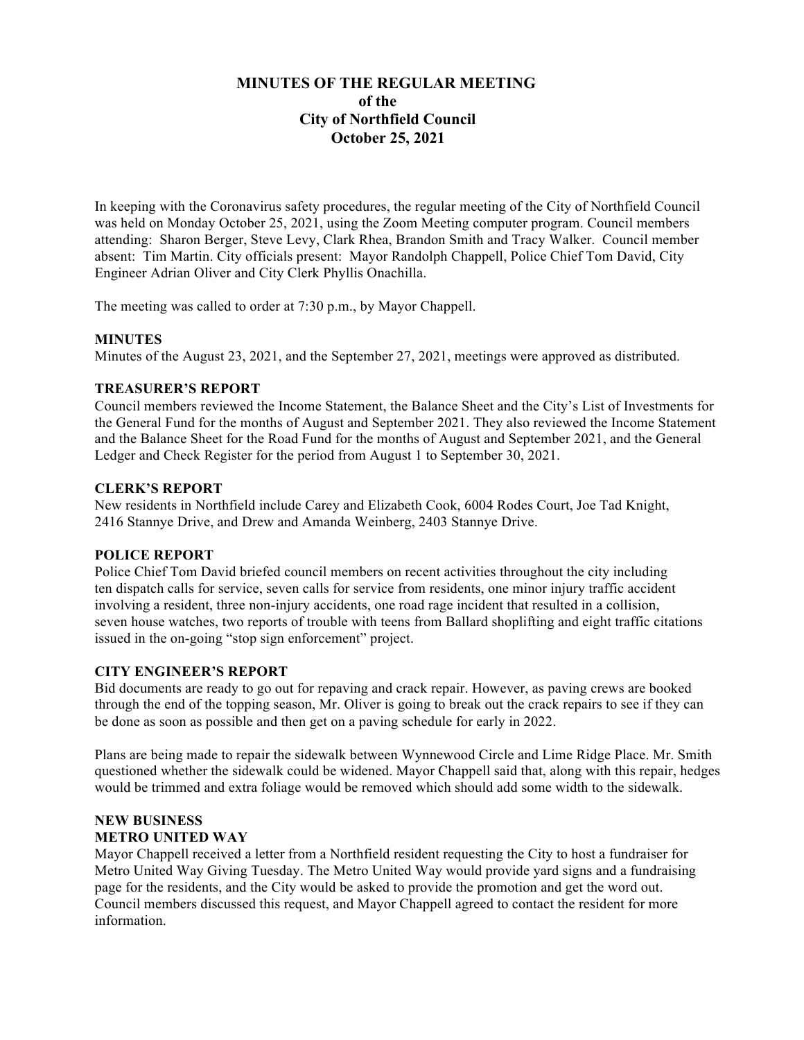# MINUTES OF THE REGULAR MEETING
# of the
# City of Northfield Council
# October 25, 2021

In keeping with the Coronavirus safety procedures, the regular meeting of the City of Northfield Council was held on Monday October 25, 2021, using the Zoom Meeting computer program. Council members attending: Sharon Berger, Steve Levy, Clark Rhea, Brandon Smith and Tracy Walker. Council member absent: Tim Martin. City officials present: Mayor Randolph Chappell, Police Chief Tom David, City Engineer Adrian Oliver and City Clerk Phyllis Onachilla.

The meeting was called to order at 7:30 p.m., by Mayor Chappell.

**MINUTES**

Minutes of the August 23, 2021, and the September 27, 2021, meetings were approved as distributed.

**TREASURER'S REPORT**

Council members reviewed the Income Statement, the Balance Sheet and the City's List of Investments for the General Fund for the months of August and September 2021. They also reviewed the Income Statement and the Balance Sheet for the Road Fund for the months of August and September 2021, and the General Ledger and Check Register for the period from August 1 to September 30, 2021.

**CLERK'S REPORT**

New residents in Northfield include Carey and Elizabeth Cook, 6004 Rodes Court, Joe Tad Knight, 2416 Stannye Drive, and Drew and Amanda Weinberg, 2403 Stannye Drive.

**POLICE REPORT**

Police Chief Tom David briefed council members on recent activities throughout the city including ten dispatch calls for service, seven calls for service from residents, one minor injury traffic accident involving a resident, three non-injury accidents, one road rage incident that resulted in a collision, seven house watches, two reports of trouble with teens from Ballard shoplifting and eight traffic citations issued in the on-going "stop sign enforcement" project.

**CITY ENGINEER'S REPORT**

Bid documents are ready to go out for repaving and crack repair. However, as paving crews are booked through the end of the topping season, Mr. Oliver is going to break out the crack repairs to see if they can be done as soon as possible and then get on a paving schedule for early in 2022.

Plans are being made to repair the sidewalk between Wynnewood Circle and Lime Ridge Place. Mr. Smith questioned whether the sidewalk could be widened. Mayor Chappell said that, along with this repair, hedges would be trimmed and extra foliage would be removed which should add some width to the sidewalk.

**NEW BUSINESS**

**METRO UNITED WAY**

Mayor Chappell received a letter from a Northfield resident requesting the City to host a fundraiser for Metro United Way Giving Tuesday. The Metro United Way would provide yard signs and a fundraising page for the residents, and the City would be asked to provide the promotion and get the word out. Council members discussed this request, and Mayor Chappell agreed to contact the resident for more information.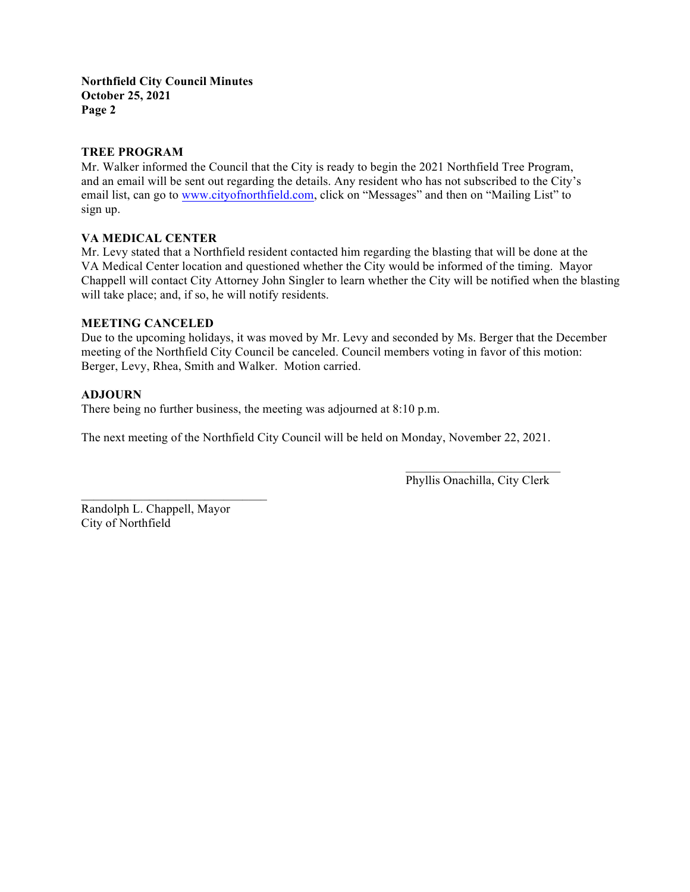### TREE PROGRAM

Mr. Walker informed the Council that the City is ready to begin the 2021 Northfield Tree Program, and an email will be sent out regarding the details. Any resident who has not subscribed to the City's email list, can go to www.cityofnorthfield.com, click on "Messages" and then on "Mailing List" to sign up.

### VA MEDICAL CENTER

Mr. Levy stated that a Northfield resident contacted him regarding the blasting that will be done at the VA Medical Center location and questioned whether the City would be informed of the timing. Mayor Chappell will contact City Attorney John Singler to learn whether the City will be notified when the blasting will take place; and, if so, he will notify residents.

### MEETING CANCELED

Due to the upcoming holidays, it was moved by Mr. Levy and seconded by Ms. Berger that the December meeting of the Northfield City Council be canceled. Council members voting in favor of this motion: Berger, Levy, Rhea, Smith and Walker. Motion carried.

### ADJOURN

There being no further business, the meeting was adjourned at 8:10 p.m.

The next meeting of the Northfield City Council will be held on Monday, November 22, 2021.

\_\_\_\_\_\_\_\_\_\_\_\_\_\_\_\_\_\_\_\_\_\_\_\_\_\_
Phyllis Onachilla, City Clerk

\_\_\_\_\_\_\_\_\_\_\_\_\_\_\_\_\_\_\_\_\_\_\_\_\_\_\_\_\_\_
Randolph L. Chappell, Mayor
City of Northfield